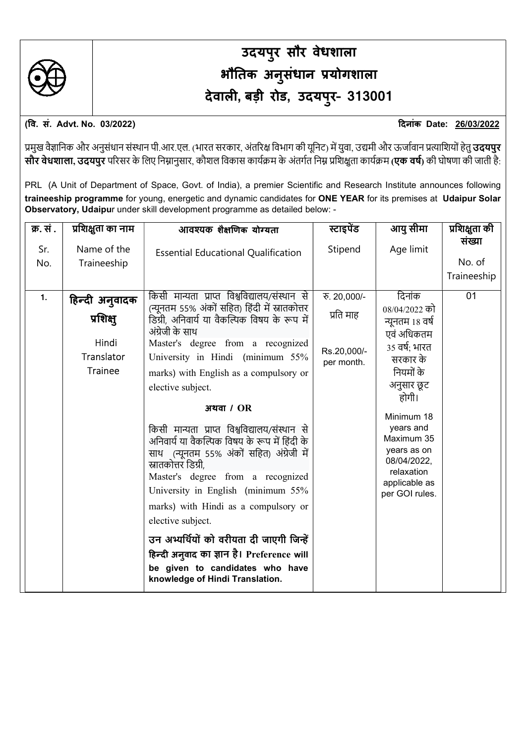# उदयपुर सौर वेधशाला
# भौतिक अनुसंधान प्रयोगशाला
# देवाली, बड़ी रोड, उदयपुर- 313001

**(वि. सं. Advt. No. 03/2022)** **दिनांक Date: 26/03/2022**

प्रमुख वैज्ञानिक और अनुसंधान संस्थान पी.आर.एल. (भारत सरकार, अंतरिक्ष विभाग की यूनिट) में युवा, उद्यमी और ऊर्जावान प्रत्याशियों हेतु **उदयपुर सौर वेधशाला, उदयपुर** परिसर के लिए निम्नानुसार, कौशल विकास कार्यक्रम के अंतर्गत निम्न प्रशिक्षुता कार्यक्रम **(एक वर्ष)** की घोषणा की जाती है:

PRL (A Unit of Department of Space, Govt. of India), a premier Scientific and Research Institute announces following **traineeship programme** for young, energetic and dynamic candidates for **ONE YEAR** for its premises at **Udaipur Solar Observatory, Udaipur** under skill development programme as detailed below: -

| क्र. सं. Sr. No. | प्रशिक्षुता का नाम Name of the Traineeship | आवश्यक शैक्षणिक योग्यता Essential Educational Qualification | स्टाइपेंड Stipend | आयु सीमा Age limit | प्रशिक्षुता की संख्या No. of Traineeship |
|---|---|---|---|---|---|
| 1. | **हिन्दी अनुवादक प्रशिक्षु** Hindi Translator Trainee | किसी मान्यता प्राप्त विश्वविद्यालय/संस्थान से (न्यूनतम 55% अंकों सहित) हिंदी में स्नातकोत्तर डिग्री, अनिवार्य या वैकल्पिक विषय के रूप में अंग्रेजी के साथ<br>Master's degree from a recognized University in Hindi (minimum 55% marks) with English as a compulsory or elective subject.<br>**अथवा / OR**<br>किसी मान्यता प्राप्त विश्वविद्यालय/संस्थान से अनिवार्य या वैकल्पिक विषय के रूप में हिंदी के साथ (न्यूनतम 55% अंकों सहित) अंग्रेजी में स्नातकोत्तर डिग्री,<br>Master's degree from a recognized University in English (minimum 55% marks) with Hindi as a compulsory or elective subject.<br>**उन अभ्यर्थियों को वरीयता दी जाएगी जिन्हें हिन्दी अनुवाद का ज्ञान है। Preference will be given to candidates who have knowledge of Hindi Translation.** | रु. 20,000/- प्रति माह<br>Rs.20,000/- per month. | दिनांक 08/04/2022 को न्यूनतम 18 वर्ष एवं अधिकतम 35 वर्ष; भारत सरकार के नियमों के अनुसार छूट होगी।<br>Minimum 18 years and Maximum 35 years as on 08/04/2022, relaxation applicable as per GOI rules. | 01 |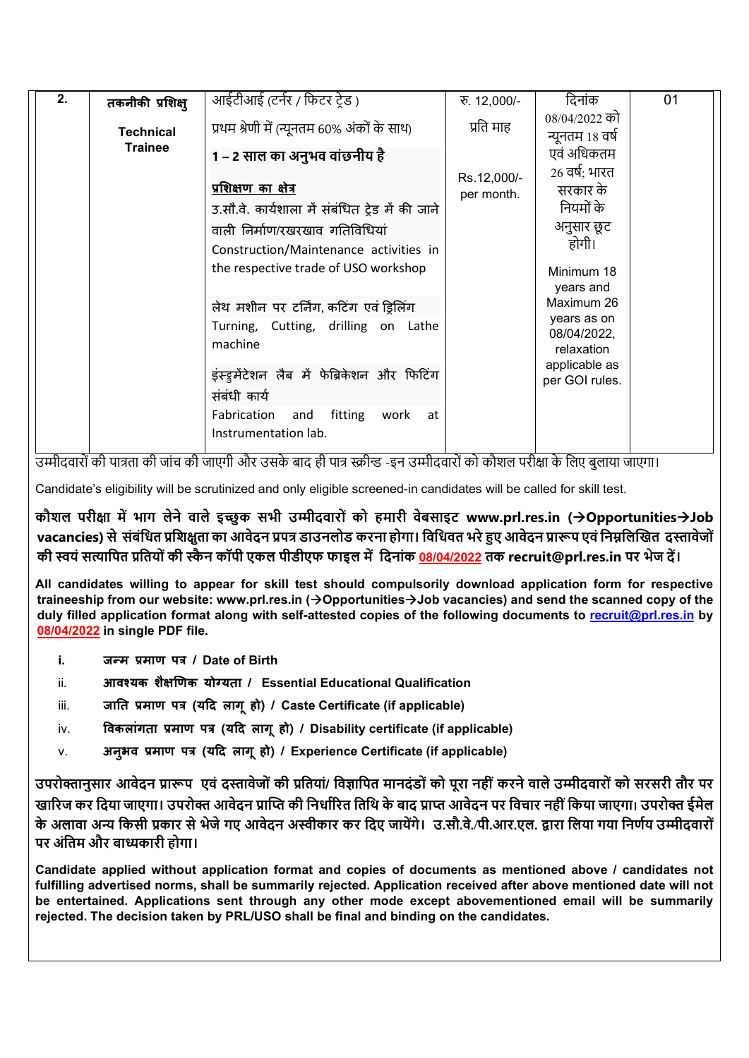| 2. | तकनीकी प्रशिक्षु<br><br>**Technical Trainee** | आईटीआई (टर्नर / फिटर ट्रेड )<br>प्रथम श्रेणी में (न्यूनतम 60% अंकों के साथ)<br>**1 – 2 साल का अनुभव वांछनीय है**<br><br>**<u>प्रशिक्षण का क्षेत्र</u>**<br>उ.सौ.वे. कार्यशाला में संबंधित ट्रेड में की जाने वाली निर्माण/रखरखाव गतिविधियां<br>Construction/Maintenance activities in the respective trade of USO workshop<br><br>लेथ मशीन पर टर्निंग, कटिंग एवं ड्रिलिंग<br>Turning, Cutting, drilling on Lathe machine<br><br>इंस्ट्रुमेंटेशन लैब में फेब्रिकेशन और फिटिंग संबंधी कार्य<br>Fabrication and fitting work at Instrumentation lab. | रु. 12,000/- प्रति माह<br><br>Rs.12,000/- per month. | दिनांक 08/04/2022 को न्यूनतम 18 वर्ष एवं अधिकतम 26 वर्ष; भारत सरकार के नियमों के अनुसार छूट होगी।<br><br>Minimum 18 years and Maximum 26 years as on 08/04/2022, relaxation applicable as per GOI rules. | 01 |
|---|---|---|---|---|---|

उम्मीदवारों की पात्रता की जांच की जाएगी और उसके बाद ही पात्र स्क्रीन्ड -इन उम्मीदवारों को कौशल परीक्षा के लिए बुलाया जाएगा।

Candidate's eligibility will be scrutinized and only eligible screened-in candidates will be called for skill test.

**कौशल परीक्षा में भाग लेने वाले इच्छुक सभी उम्मीदवारों को हमारी वेबसाइट www.prl.res.in (→Opportunities→Job vacancies) से संबंधित प्रशिक्षुता का आवेदन प्रपत्र डाउनलोड करना होगा। विधिवत भरे हुए आवेदन प्रारूप एवं निम्नलिखित दस्तावेजों की स्वयं सत्यापित प्रतियों की स्कैन कॉपी एकल पीडीएफ फाइल में दिनांक <u>08/04/2022</u> तक recruit@prl.res.in पर भेज दें।**

**All candidates willing to appear for skill test should compulsorily download application form for respective traineeship from our website: www.prl.res.in (→Opportunities→Job vacancies) and send the scanned copy of the duly filled application format along with self-attested copies of the following documents to <u>recruit@prl.res.in</u> by <u>08/04/2022</u> in single PDF file.**

i. **जन्म प्रमाण पत्र / Date of Birth**
ii. **आवश्यक शैक्षणिक योग्यता / Essential Educational Qualification**
iii. **जाति प्रमाण पत्र (यदि लागू हो) / Caste Certificate (if applicable)**
iv. **विकलांगता प्रमाण पत्र (यदि लागू हो) / Disability certificate (if applicable)**
v. **अनुभव प्रमाण पत्र (यदि लागू हो) / Experience Certificate (if applicable)**

**उपरोक्तानुसार आवेदन प्रारूप एवं दस्तावेजों की प्रतियां/ विज्ञापित मानदंडों को पूरा नहीं करने वाले उम्मीदवारों को सरसरी तौर पर खारिज कर दिया जाएगा। उपरोक्त आवेदन प्राप्ति की निर्धारित तिथि के बाद प्राप्त आवेदन पर विचार नहीं किया जाएगा। उपरोक्त ईमेल के अलावा अन्य किसी प्रकार से भेजे गए आवेदन अस्वीकार कर दिए जायेंगे। उ.सौ.वे./पी.आर.एल. द्वारा लिया गया निर्णय उम्मीदवारों पर अंतिम और बाध्यकारी होगा।**

**Candidate applied without application format and copies of documents as mentioned above / candidates not fulfilling advertised norms, shall be summarily rejected. Application received after above mentioned date will not be entertained. Applications sent through any other mode except abovementioned email will be summarily rejected. The decision taken by PRL/USO shall be final and binding on the candidates.**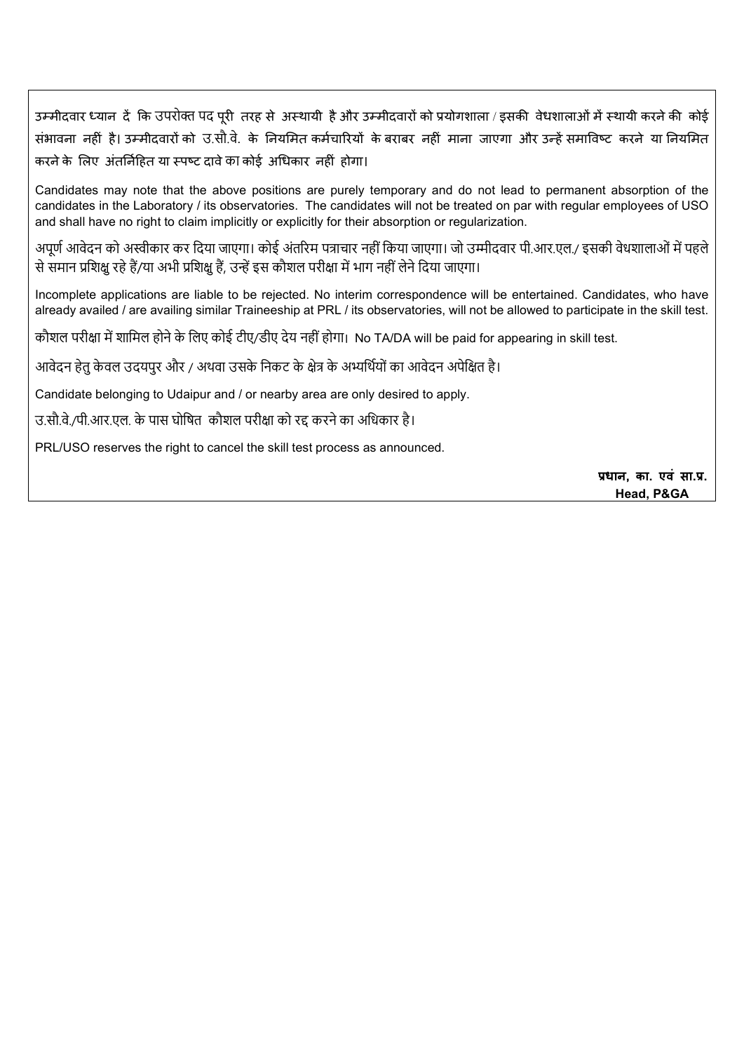उम्मीदवार ध्यान दें कि उपरोक्त पद पूरी तरह से अस्थायी है और उम्मीदवारों को प्रयोगशाला / इसकी वेधशालाओं में स्थायी करने की कोई संभावना नहीं है। उम्मीदवारों को उ.सौ.वे. के नियमित कर्मचारियों के बराबर नहीं माना जाएगा और उन्हें समाविष्ट करने या नियमित करने के लिए अंतर्निहित या स्पष्ट दावे का कोई अधिकार नहीं होगा।

Candidates may note that the above positions are purely temporary and do not lead to permanent absorption of the candidates in the Laboratory / its observatories. The candidates will not be treated on par with regular employees of USO and shall have no right to claim implicitly or explicitly for their absorption or regularization.

अपूर्ण आवेदन को अस्वीकार कर दिया जाएगा। कोई अंतरिम पत्राचार नहीं किया जाएगा। जो उम्मीदवार पी.आर.एल./ इसकी वेधशालाओं में पहले से समान प्रशिक्षु रहे हैं/या अभी प्रशिक्षु हैं, उन्हें इस कौशल परीक्षा में भाग नहीं लेने दिया जाएगा।

Incomplete applications are liable to be rejected. No interim correspondence will be entertained. Candidates, who have already availed / are availing similar Traineeship at PRL / its observatories, will not be allowed to participate in the skill test.

कौशल परीक्षा में शामिल होने के लिए कोई टीए/डीए देय नहीं होगा। No TA/DA will be paid for appearing in skill test.

आवेदन हेतु केवल उदयपुर और / अथवा उसके निकट के क्षेत्र के अभ्यर्थियों का आवेदन अपेक्षित है।

Candidate belonging to Udaipur and / or nearby area are only desired to apply.

उ.सौ.वे./पी.आर.एल. के पास घोषित कौशल परीक्षा को रद्द करने का अधिकार है।

PRL/USO reserves the right to cancel the skill test process as announced.

**प्रधान, का. एवं सा.प्र.**
**Head, P&GA**